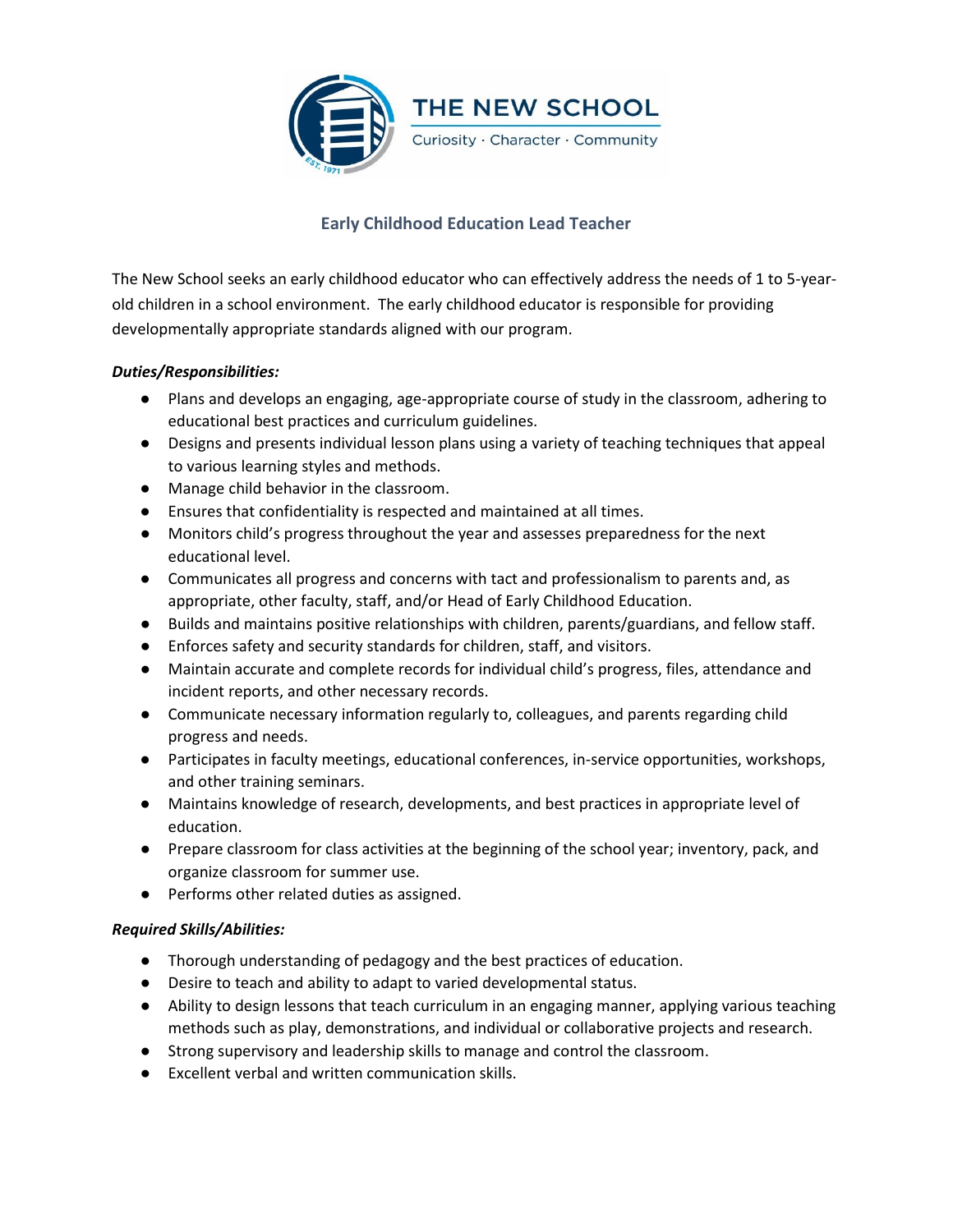THE NEW SCHOOL

Curiosity · Character · Community

# Early Childhood Education Lead Teacher

The New School seeks an early childhood educator who can effectively address the needs of 1 to 5-year-old children in a school environment. The early childhood educator is responsible for providing developmentally appropriate standards aligned with our program.

***Duties/Responsibilities:***

- Plans and develops an engaging, age-appropriate course of study in the classroom, adhering to educational best practices and curriculum guidelines.
- Designs and presents individual lesson plans using a variety of teaching techniques that appeal to various learning styles and methods.
- Manage child behavior in the classroom.
- Ensures that confidentiality is respected and maintained at all times.
- Monitors child's progress throughout the year and assesses preparedness for the next educational level.
- Communicates all progress and concerns with tact and professionalism to parents and, as appropriate, other faculty, staff, and/or Head of Early Childhood Education.
- Builds and maintains positive relationships with children, parents/guardians, and fellow staff.
- Enforces safety and security standards for children, staff, and visitors.
- Maintain accurate and complete records for individual child's progress, files, attendance and incident reports, and other necessary records.
- Communicate necessary information regularly to, colleagues, and parents regarding child progress and needs.
- Participates in faculty meetings, educational conferences, in-service opportunities, workshops, and other training seminars.
- Maintains knowledge of research, developments, and best practices in appropriate level of education.
- Prepare classroom for class activities at the beginning of the school year; inventory, pack, and organize classroom for summer use.
- Performs other related duties as assigned.

***Required Skills/Abilities:***

- Thorough understanding of pedagogy and the best practices of education.
- Desire to teach and ability to adapt to varied developmental status.
- Ability to design lessons that teach curriculum in an engaging manner, applying various teaching methods such as play, demonstrations, and individual or collaborative projects and research.
- Strong supervisory and leadership skills to manage and control the classroom.
- Excellent verbal and written communication skills.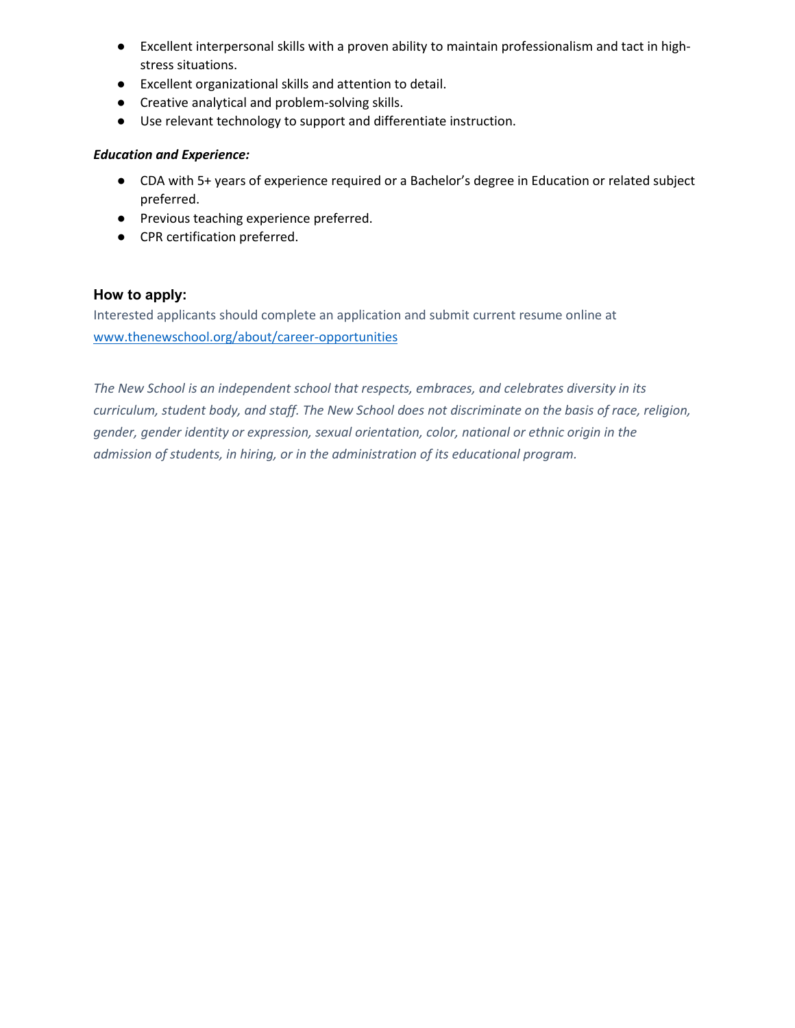- Excellent interpersonal skills with a proven ability to maintain professionalism and tact in high-stress situations.
- Excellent organizational skills and attention to detail.
- Creative analytical and problem-solving skills.
- Use relevant technology to support and differentiate instruction.

***Education and Experience:***

- CDA with 5+ years of experience required or a Bachelor's degree in Education or related subject preferred.
- Previous teaching experience preferred.
- CPR certification preferred.

### How to apply:

Interested applicants should complete an application and submit current resume online at [www.thenewschool.org/about/career-opportunities](www.thenewschool.org/about/career-opportunities)

*The New School is an independent school that respects, embraces, and celebrates diversity in its curriculum, student body, and staff. The New School does not discriminate on the basis of race, religion, gender, gender identity or expression, sexual orientation, color, national or ethnic origin in the admission of students, in hiring, or in the administration of its educational program.*